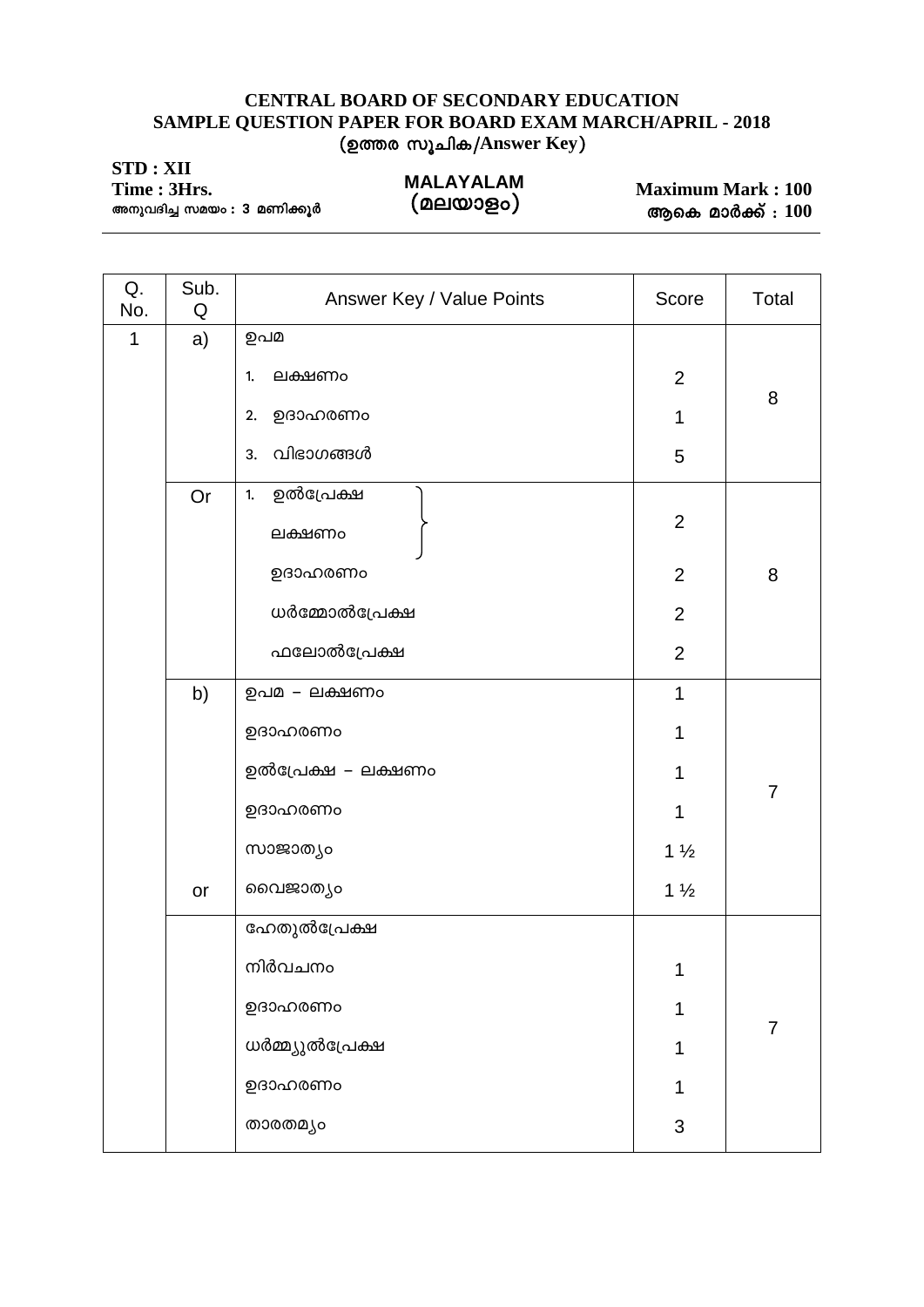**CENTRAL BOARD OF SECONDARY EDUCATION**
**SAMPLE QUESTION PAPER FOR BOARD EXAM MARCH/APRIL - 2018**
**(ഉത്തര സൂചിക/Answer Key)**

**STD : XII**
**Time : 3Hrs.**
അനുവദിച്ച സമയം : 3 മണിക്കൂർ

**MALAYALAM**
**(മലയാളം)**

**Maximum Mark : 100**
**ആകെ മാർക്ക് : 100**

| Q. No. | Sub. Q | Answer Key / Value Points | Score | Total |
|---|---|---|---|---|
| 1 | a) | ഉപമ | | 8 |
| | | 1. ലക്ഷണം | 2 | |
| | | 2. ഉദാഹരണം | 1 | |
| | | 3. വിഭാഗങ്ങൾ | 5 | |
| | Or | 1. ഉൽപ്രേക്ഷ ലക്ഷണം | 2 | 8 |
| | | ഉദാഹരണം | 2 | |
| | | ധർമ്മോൽപ്രേക്ഷ | 2 | |
| | | ഫലോൽപ്രേക്ഷ | 2 | |
| | b) | ഉപമ – ലക്ഷണം | 1 | 7 |
| | | ഉദാഹരണം | 1 | |
| | | ഉൽപ്രേക്ഷ – ലക്ഷണം | 1 | |
| | | ഉദാഹരണം | 1 | |
| | | സാജാത്യം | 1 ½ | |
| | or | വൈജാത്യം | 1 ½ | |
| | | ഹേതൂൽപ്രേക്ഷ | | 7 |
| | | നിർവചനം | 1 | |
| | | ഉദാഹരണം | 1 | |
| | | ധർമ്മ്യുൽപ്രേക്ഷ | 1 | |
| | | ഉദാഹരണം | 1 | |
| | | താരതമ്യം | 3 | |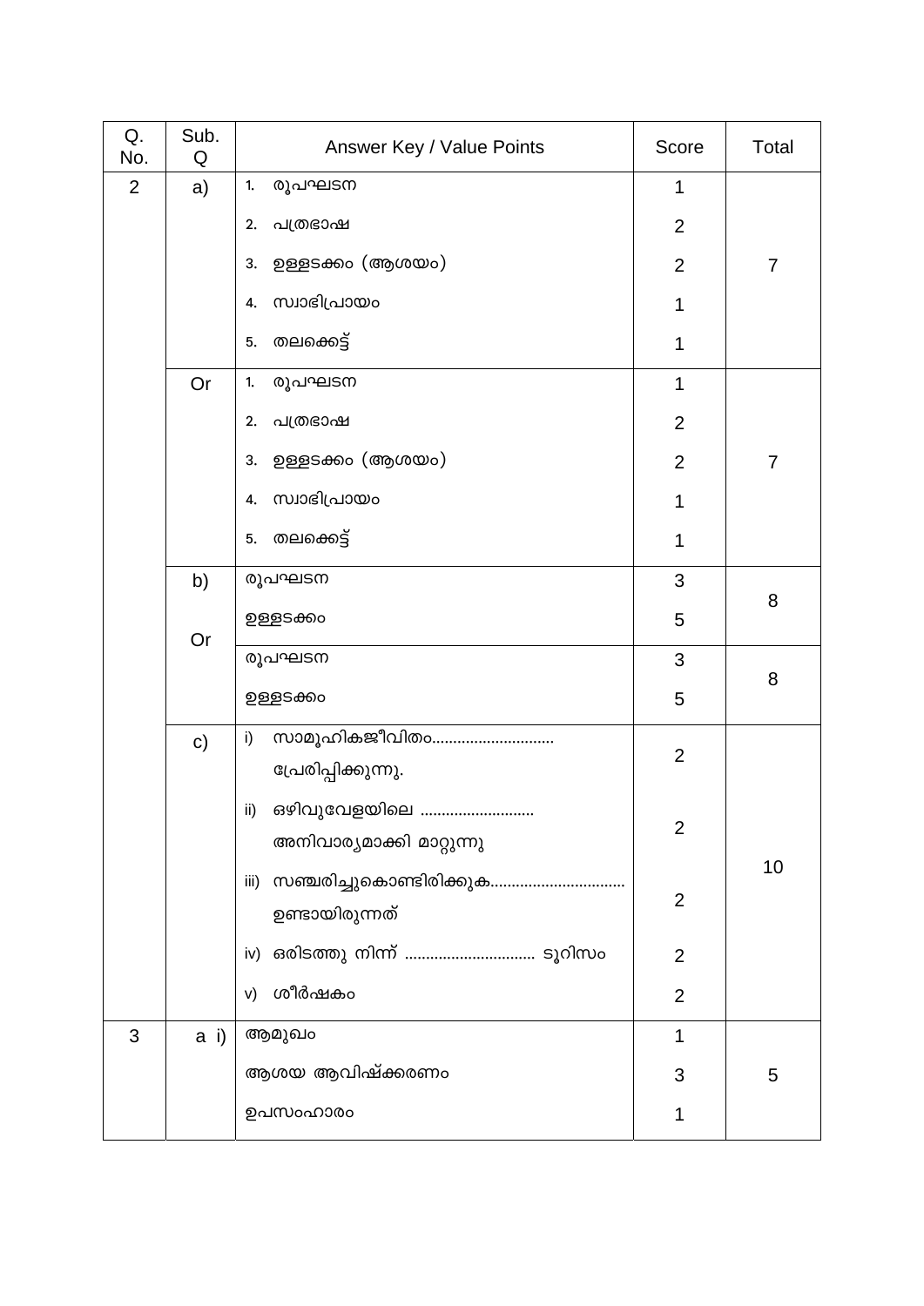| Q. No. | Sub. Q | Answer Key / Value Points | Score | Total |
|---|---|---|---|---|
| 2 | a) | 1. രൂപഘടന | 1 | 7 |
| | | 2. പത്രഭാഷ | 2 | |
| | | 3. ഉള്ളടക്കം (ആശയം) | 2 | |
| | | 4. സ്വാഭിപ്രായം | 1 | |
| | | 5. തലക്കെട്ട് | 1 | |
| | Or | 1. രൂപഘടന | 1 | 7 |
| | | 2. പത്രഭാഷ | 2 | |
| | | 3. ഉള്ളടക്കം (ആശയം) | 2 | |
| | | 4. സ്വാഭിപ്രായം | 1 | |
| | | 5. തലക്കെട്ട് | 1 | |
| | b) | രൂപഘടന | 3 | 8 |
| | | ഉള്ളടക്കം | 5 | |
| | Or | രൂപഘടന | 3 | 8 |
| | | ഉള്ളടക്കം | 5 | |
| | c) | i) സാമൂഹികജീവിതം............................ പ്രേരിപ്പിക്കുന്നു. | 2 | 10 |
| | | ii) ഒഴിവുവേളയിലെ .......................... അനിവാര്യമാക്കി മാറ്റുന്നു | 2 | |
| | | iii) സഞ്ചരിച്ചുകൊണ്ടിരിക്കുക............................... ഉണ്ടായിരുന്നത് | 2 | |
| | | iv) ഒരിടത്തു നിന്ന് .............................. ടൂറിസം | 2 | |
| | | v) ശീർഷകം | 2 | |
| 3 | a i) | ആമുഖം | 1 | 5 |
| | | ആശയ ആവിഷ്ക്കരണം | 3 | |
| | | ഉപസംഹാരം | 1 | |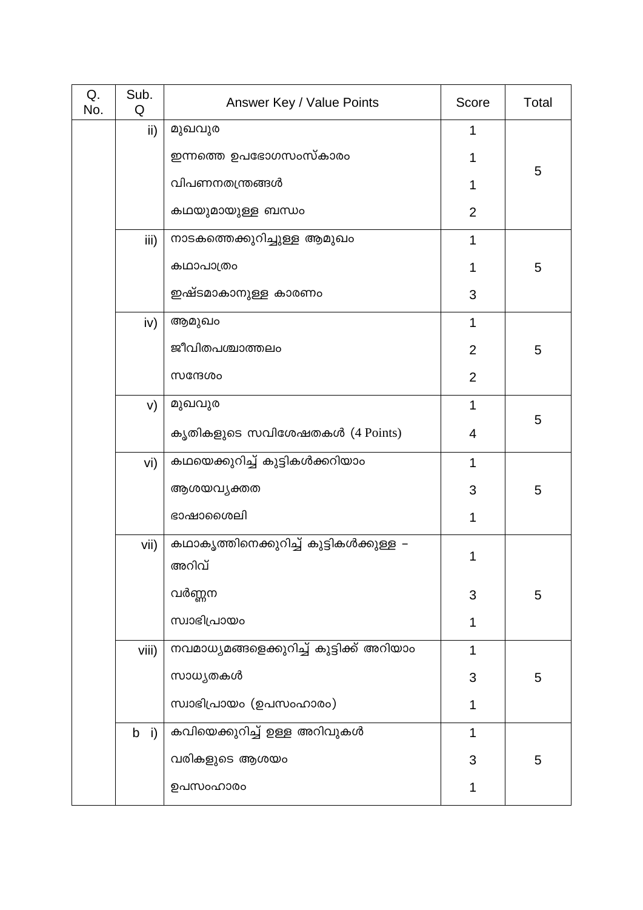| Q. No. | Sub. Q | Answer Key / Value Points | Score | Total |
|---|---|---|---|---|
| | ii) | മുഖവുര | 1 | 5 |
| | | ഇന്നത്തെ ഉപഭോഗസംസ്കാരം | 1 | |
| | | വിപണനതന്ത്രങ്ങൾ | 1 | |
| | | കഥയുമായുള്ള ബന്ധം | 2 | |
| | iii) | നാടകത്തെക്കുറിച്ചുള്ള ആമുഖം | 1 | 5 |
| | | കഥാപാത്രം | 1 | |
| | | ഇഷ്ടമാകാനുള്ള കാരണം | 3 | |
| | iv) | ആമുഖം | 1 | 5 |
| | | ജീവിതപശ്ചാത്തലം | 2 | |
| | | സന്ദേശം | 2 | |
| | v) | മുഖവുര | 1 | 5 |
| | | കൃതികളുടെ സവിശേഷതകൾ (4 Points) | 4 | |
| | vi) | കഥയെക്കുറിച്ച് കുട്ടികൾക്കറിയാം | 1 | 5 |
| | | ആശയവ്യക്തത | 3 | |
| | | ഭാഷാശൈലി | 1 | |
| | vii) | കഥാകൃത്തിനെക്കുറിച്ച് കുട്ടികൾക്കുള്ള – അറിവ് | 1 | 5 |
| | | വർണ്ണന | 3 | |
| | | സ്വാഭിപ്രായം | 1 | |
| | viii) | നവമാധ്യമങ്ങളെക്കുറിച്ച് കുട്ടിക്ക് അറിയാം | 1 | 5 |
| | | സാധ്യതകൾ | 3 | |
| | | സ്വാഭിപ്രായം (ഉപസംഹാരം) | 1 | |
| | b i) | കവിയെക്കുറിച്ച് ഉള്ള അറിവുകൾ | 1 | 5 |
| | | വരികളുടെ ആശയം | 3 | |
| | | ഉപസംഹാരം | 1 | |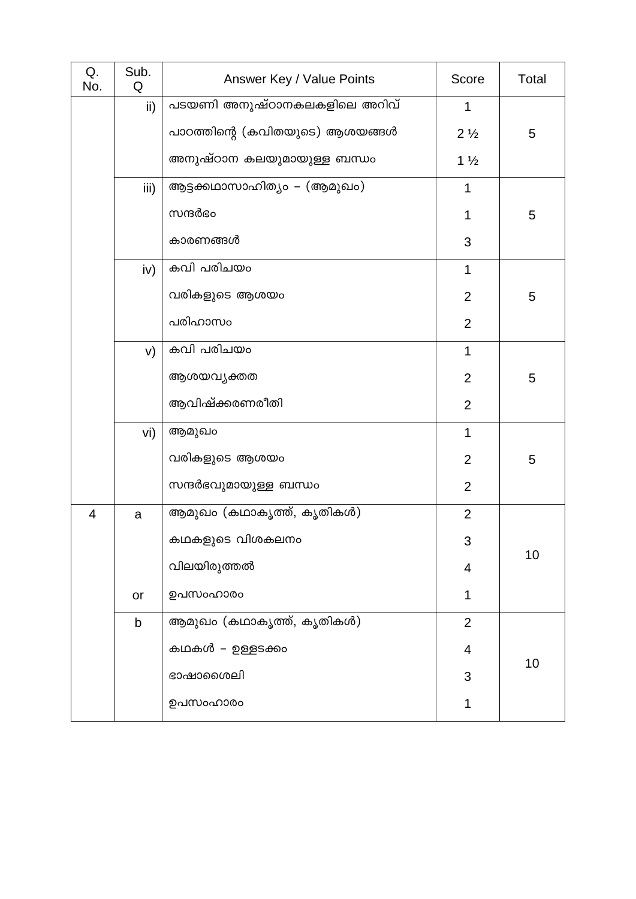| Q. No. | Sub. Q | Answer Key / Value Points | Score | Total |
|---|---|---|---|---|
| | ii) | പടയണി അനുഷ്ഠാനകലകളിലെ അറിവ് | 1 | 5 |
| | | പാഠത്തിന്റെ (കവിതയുടെ) ആശയങ്ങൾ | 2 ½ | |
| | | അനുഷ്ഠാന കലയുമായുള്ള ബന്ധം | 1 ½ | |
| | iii) | ആട്ടക്കഥാസാഹിത്യം – (ആമുഖം) | 1 | 5 |
| | | സന്ദർഭം | 1 | |
| | | കാരണങ്ങൾ | 3 | |
| | iv) | കവി പരിചയം | 1 | 5 |
| | | വരികളുടെ ആശയം | 2 | |
| | | പരിഹാസം | 2 | |
| | v) | കവി പരിചയം | 1 | 5 |
| | | ആശയവ്യക്തത | 2 | |
| | | ആവിഷ്ക്കരണരീതി | 2 | |
| | vi) | ആമുഖം | 1 | 5 |
| | | വരികളുടെ ആശയം | 2 | |
| | | സന്ദർഭവുമായുള്ള ബന്ധം | 2 | |
| 4 | a | ആമുഖം (കഥാകൃത്ത്, കൃതികൾ) | 2 | 10 |
| | | കഥകളുടെ വിശകലനം | 3 | |
| | | വിലയിരുത്തൽ | 4 | |
| | or | ഉപസംഹാരം | 1 | |
| | b | ആമുഖം (കഥാകൃത്ത്, കൃതികൾ) | 2 | 10 |
| | | കഥകൾ – ഉള്ളടക്കം | 4 | |
| | | ഭാഷാശൈലി | 3 | |
| | | ഉപസംഹാരം | 1 | |